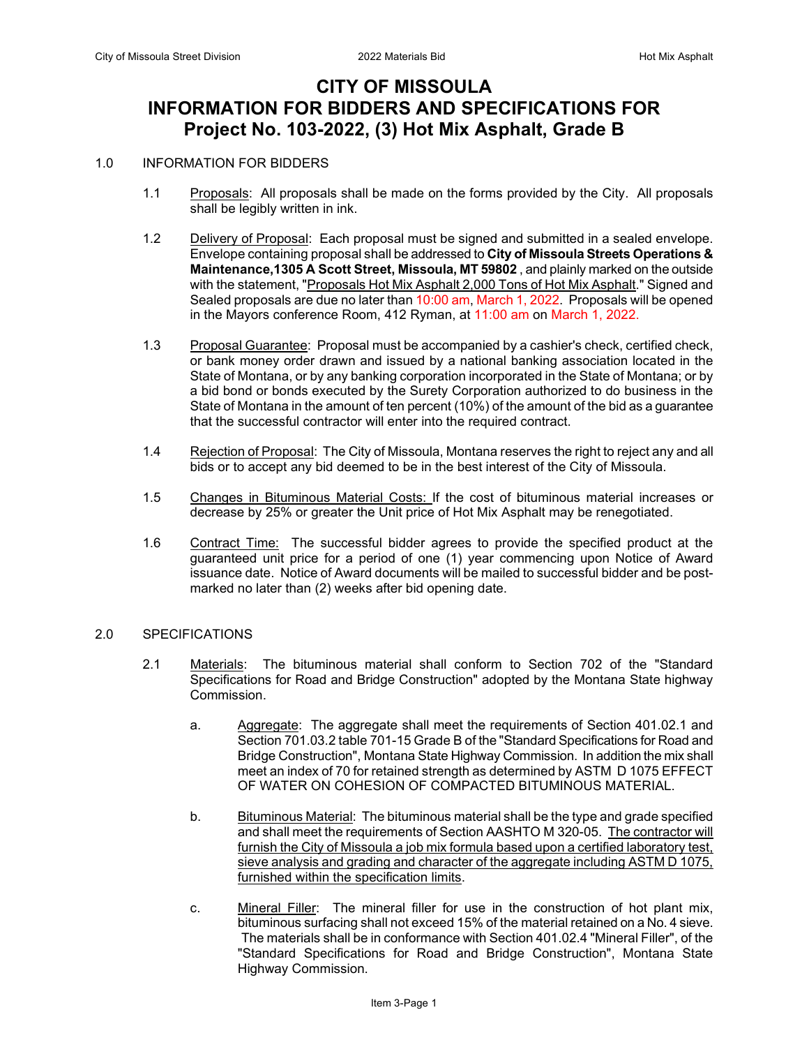# CITY OF MISSOULA
# INFORMATION FOR BIDDERS AND SPECIFICATIONS FOR
# Project No. 103-2022, (3) Hot Mix Asphalt, Grade B

## 1.0 INFORMATION FOR BIDDERS

1.1 Proposals: All proposals shall be made on the forms provided by the City. All proposals shall be legibly written in ink.

1.2 Delivery of Proposal: Each proposal must be signed and submitted in a sealed envelope. Envelope containing proposal shall be addressed to **City of Missoula Streets Operations & Maintenance,1305 A Scott Street, Missoula, MT 59802** , and plainly marked on the outside with the statement, "Proposals Hot Mix Asphalt 2,000 Tons of Hot Mix Asphalt." Signed and Sealed proposals are due no later than 10:00 am, March 1, 2022. Proposals will be opened in the Mayors conference Room, 412 Ryman, at 11:00 am on March 1, 2022.

1.3 Proposal Guarantee: Proposal must be accompanied by a cashier's check, certified check, or bank money order drawn and issued by a national banking association located in the State of Montana, or by any banking corporation incorporated in the State of Montana; or by a bid bond or bonds executed by the Surety Corporation authorized to do business in the State of Montana in the amount of ten percent (10%) of the amount of the bid as a guarantee that the successful contractor will enter into the required contract.

1.4 Rejection of Proposal: The City of Missoula, Montana reserves the right to reject any and all bids or to accept any bid deemed to be in the best interest of the City of Missoula.

1.5 Changes in Bituminous Material Costs: If the cost of bituminous material increases or decrease by 25% or greater the Unit price of Hot Mix Asphalt may be renegotiated.

1.6 Contract Time: The successful bidder agrees to provide the specified product at the guaranteed unit price for a period of one (1) year commencing upon Notice of Award issuance date. Notice of Award documents will be mailed to successful bidder and be post-marked no later than (2) weeks after bid opening date.

## 2.0 SPECIFICATIONS

2.1 Materials: The bituminous material shall conform to Section 702 of the "Standard Specifications for Road and Bridge Construction" adopted by the Montana State highway Commission.

a. Aggregate: The aggregate shall meet the requirements of Section 401.02.1 and Section 701.03.2 table 701-15 Grade B of the "Standard Specifications for Road and Bridge Construction", Montana State Highway Commission. In addition the mix shall meet an index of 70 for retained strength as determined by ASTM D 1075 EFFECT OF WATER ON COHESION OF COMPACTED BITUMINOUS MATERIAL.

b. Bituminous Material: The bituminous material shall be the type and grade specified and shall meet the requirements of Section AASHTO M 320-05. The contractor will furnish the City of Missoula a job mix formula based upon a certified laboratory test, sieve analysis and grading and character of the aggregate including ASTM D 1075, furnished within the specification limits.

c. Mineral Filler: The mineral filler for use in the construction of hot plant mix, bituminous surfacing shall not exceed 15% of the material retained on a No. 4 sieve. The materials shall be in conformance with Section 401.02.4 "Mineral Filler", of the "Standard Specifications for Road and Bridge Construction", Montana State Highway Commission.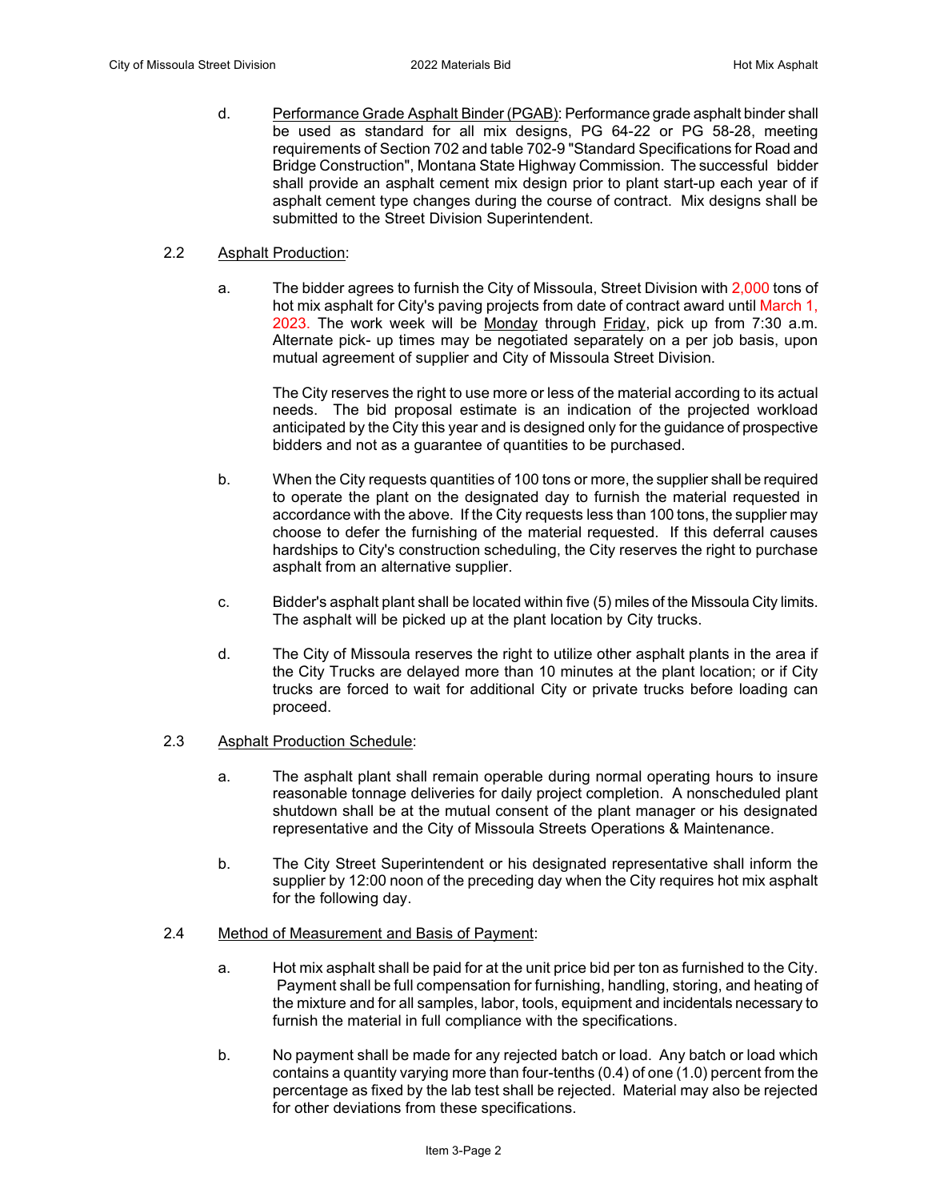d. Performance Grade Asphalt Binder (PGAB): Performance grade asphalt binder shall be used as standard for all mix designs, PG 64-22 or PG 58-28, meeting requirements of Section 702 and table 702-9 "Standard Specifications for Road and Bridge Construction", Montana State Highway Commission. The successful bidder shall provide an asphalt cement mix design prior to plant start-up each year of if asphalt cement type changes during the course of contract. Mix designs shall be submitted to the Street Division Superintendent.

## 2.2 Asphalt Production:

a. The bidder agrees to furnish the City of Missoula, Street Division with 2,000 tons of hot mix asphalt for City's paving projects from date of contract award until March 1, 2023. The work week will be Monday through Friday, pick up from 7:30 a.m. Alternate pick- up times may be negotiated separately on a per job basis, upon mutual agreement of supplier and City of Missoula Street Division.

   The City reserves the right to use more or less of the material according to its actual needs. The bid proposal estimate is an indication of the projected workload anticipated by the City this year and is designed only for the guidance of prospective bidders and not as a guarantee of quantities to be purchased.

b. When the City requests quantities of 100 tons or more, the supplier shall be required to operate the plant on the designated day to furnish the material requested in accordance with the above. If the City requests less than 100 tons, the supplier may choose to defer the furnishing of the material requested. If this deferral causes hardships to City's construction scheduling, the City reserves the right to purchase asphalt from an alternative supplier.

c. Bidder's asphalt plant shall be located within five (5) miles of the Missoula City limits. The asphalt will be picked up at the plant location by City trucks.

d. The City of Missoula reserves the right to utilize other asphalt plants in the area if the City Trucks are delayed more than 10 minutes at the plant location; or if City trucks are forced to wait for additional City or private trucks before loading can proceed.

## 2.3 Asphalt Production Schedule:

a. The asphalt plant shall remain operable during normal operating hours to insure reasonable tonnage deliveries for daily project completion. A nonscheduled plant shutdown shall be at the mutual consent of the plant manager or his designated representative and the City of Missoula Streets Operations & Maintenance.

b. The City Street Superintendent or his designated representative shall inform the supplier by 12:00 noon of the preceding day when the City requires hot mix asphalt for the following day.

## 2.4 Method of Measurement and Basis of Payment:

a. Hot mix asphalt shall be paid for at the unit price bid per ton as furnished to the City. Payment shall be full compensation for furnishing, handling, storing, and heating of the mixture and for all samples, labor, tools, equipment and incidentals necessary to furnish the material in full compliance with the specifications.

b. No payment shall be made for any rejected batch or load. Any batch or load which contains a quantity varying more than four-tenths (0.4) of one (1.0) percent from the percentage as fixed by the lab test shall be rejected. Material may also be rejected for other deviations from these specifications.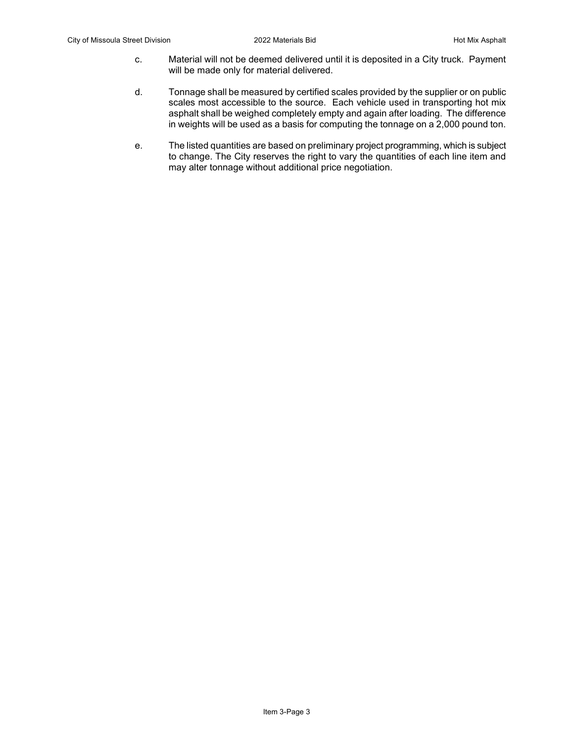c. Material will not be deemed delivered until it is deposited in a City truck. Payment will be made only for material delivered.

d. Tonnage shall be measured by certified scales provided by the supplier or on public scales most accessible to the source. Each vehicle used in transporting hot mix asphalt shall be weighed completely empty and again after loading. The difference in weights will be used as a basis for computing the tonnage on a 2,000 pound ton.

e. The listed quantities are based on preliminary project programming, which is subject to change. The City reserves the right to vary the quantities of each line item and may alter tonnage without additional price negotiation.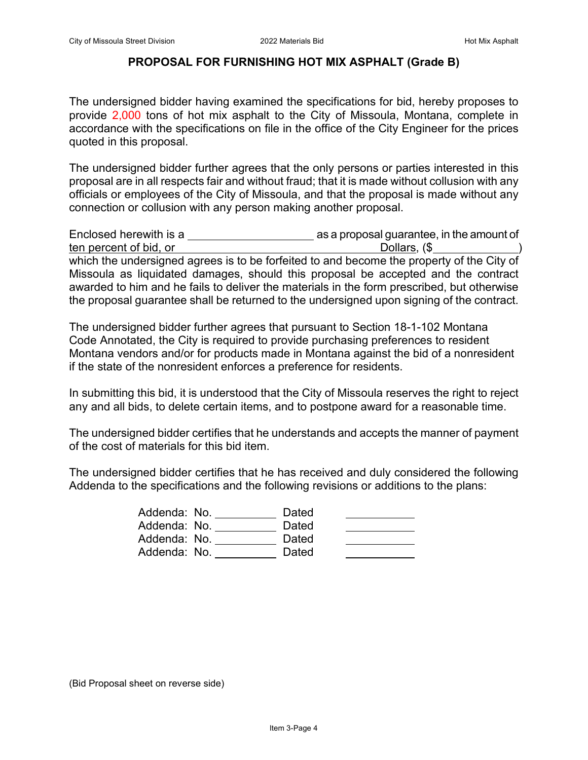## PROPOSAL FOR FURNISHING HOT MIX ASPHALT (Grade B)

The undersigned bidder having examined the specifications for bid, hereby proposes to provide 2,000 tons of hot mix asphalt to the City of Missoula, Montana, complete in accordance with the specifications on file in the office of the City Engineer for the prices quoted in this proposal.

The undersigned bidder further agrees that the only persons or parties interested in this proposal are in all respects fair and without fraud; that it is made without collusion with any officials or employees of the City of Missoula, and that the proposal is made without any connection or collusion with any person making another proposal.

Enclosed herewith is a ____________________ as a proposal guarantee, in the amount of ten percent of bid, or ________________________________ Dollars, ($____________) which the undersigned agrees is to be forfeited to and become the property of the City of Missoula as liquidated damages, should this proposal be accepted and the contract awarded to him and he fails to deliver the materials in the form prescribed, but otherwise the proposal guarantee shall be returned to the undersigned upon signing of the contract.

The undersigned bidder further agrees that pursuant to Section 18-1-102 Montana Code Annotated, the City is required to provide purchasing preferences to resident Montana vendors and/or for products made in Montana against the bid of a nonresident if the state of the nonresident enforces a preference for residents.

In submitting this bid, it is understood that the City of Missoula reserves the right to reject any and all bids, to delete certain items, and to postpone award for a reasonable time.

The undersigned bidder certifies that he understands and accepts the manner of payment of the cost of materials for this bid item.

The undersigned bidder certifies that he has received and duly considered the following Addenda to the specifications and the following revisions or additions to the plans:

Addenda: No. __________ Dated __________
Addenda: No. __________ Dated __________
Addenda: No. __________ Dated __________
Addenda: No. __________ Dated __________

(Bid Proposal sheet on reverse side)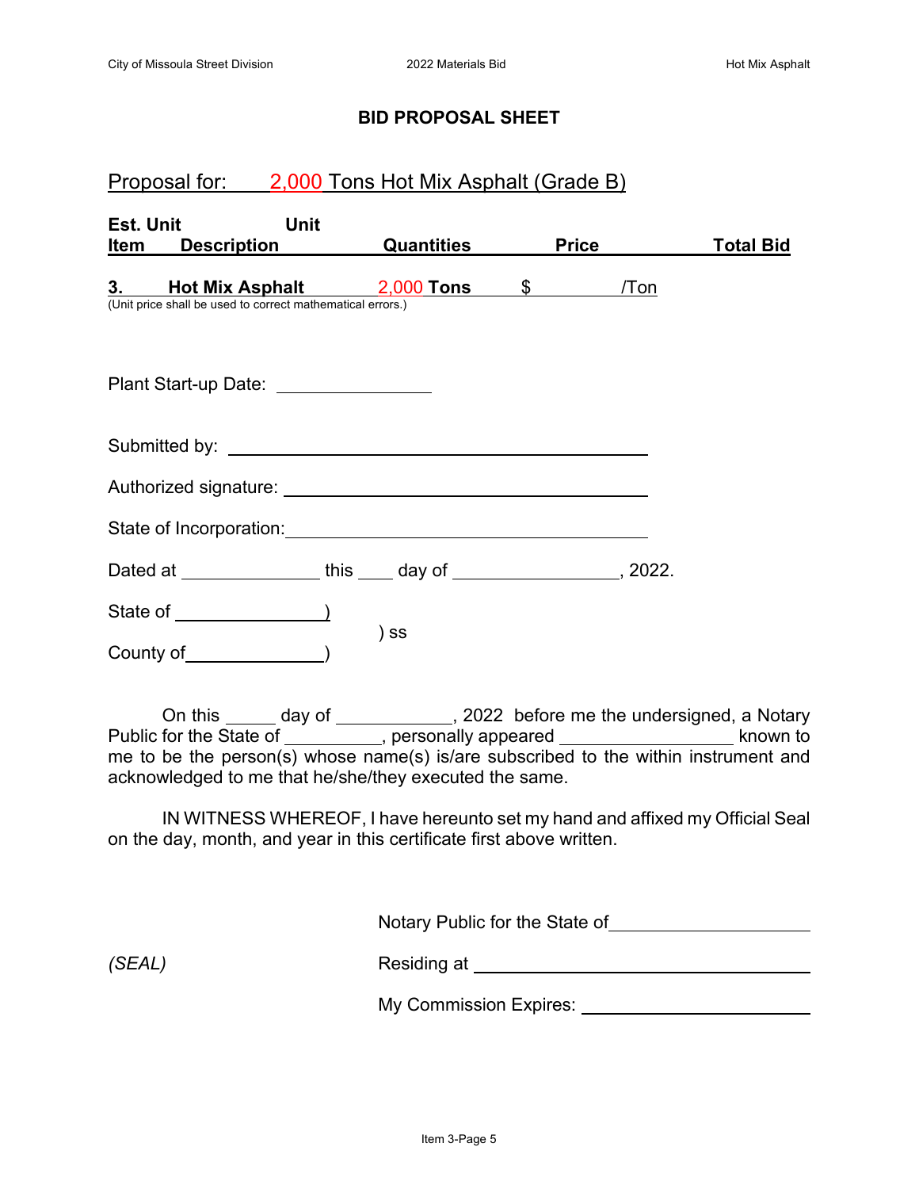## BID PROPOSAL SHEET

Proposal for: 2,000 Tons Hot Mix Asphalt (Grade B)

| Est. Unit Item | Description | Unit Quantities | Price | Total Bid |
|---|---|---|---|---|
| 3. | Hot Mix Asphalt | 2,000 Tons | $ ______ /Ton | |

(Unit price shall be used to correct mathematical errors.)

Plant Start-up Date: ________________

Submitted by: ____________________________________________

Authorized signature: ____________________________________________

State of Incorporation: ____________________________________________

Dated at ______________ this ____ day of ________________, 2022.

State of ______________)
) ss
County of ______________)

On this _____ day of ____________, 2022 before me the undersigned, a Notary Public for the State of __________, personally appeared __________________ known to me to be the person(s) whose name(s) is/are subscribed to the within instrument and acknowledged to me that he/she/they executed the same.

IN WITNESS WHEREOF, I have hereunto set my hand and affixed my Official Seal on the day, month, and year in this certificate first above written.

Notary Public for the State of ____________________

*(SEAL)* Residing at ______________________________

My Commission Expires: ______________________